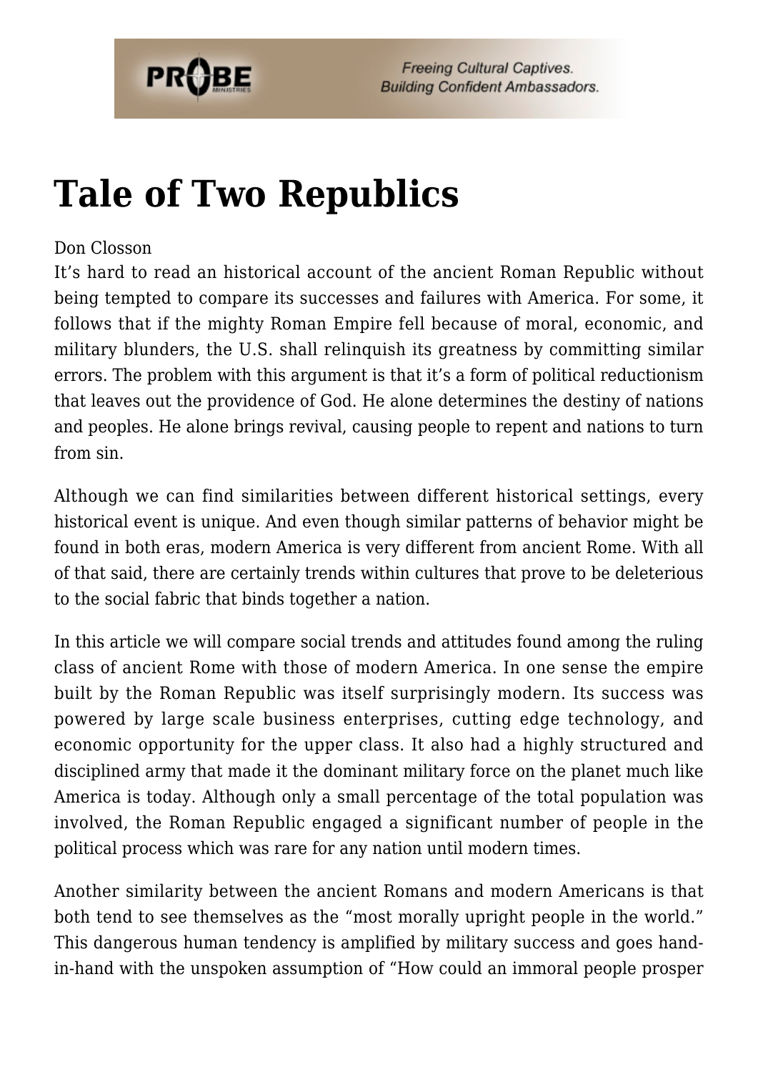# Tale of Two Republics

Don Closson

It's hard to read an historical account of the ancient Roman Republic without being tempted to compare its successes and failures with America. For some, it follows that if the mighty Roman Empire fell because of moral, economic, and military blunders, the U.S. shall relinquish its greatness by committing similar errors. The problem with this argument is that it's a form of political reductionism that leaves out the providence of God. He alone determines the destiny of nations and peoples. He alone brings revival, causing people to repent and nations to turn from sin.

Although we can find similarities between different historical settings, every historical event is unique. And even though similar patterns of behavior might be found in both eras, modern America is very different from ancient Rome. With all of that said, there are certainly trends within cultures that prove to be deleterious to the social fabric that binds together a nation.

In this article we will compare social trends and attitudes found among the ruling class of ancient Rome with those of modern America. In one sense the empire built by the Roman Republic was itself surprisingly modern. Its success was powered by large scale business enterprises, cutting edge technology, and economic opportunity for the upper class. It also had a highly structured and disciplined army that made it the dominant military force on the planet much like America is today. Although only a small percentage of the total population was involved, the Roman Republic engaged a significant number of people in the political process which was rare for any nation until modern times.

Another similarity between the ancient Romans and modern Americans is that both tend to see themselves as the "most morally upright people in the world." This dangerous human tendency is amplified by military success and goes hand-in-hand with the unspoken assumption of "How could an immoral people prosper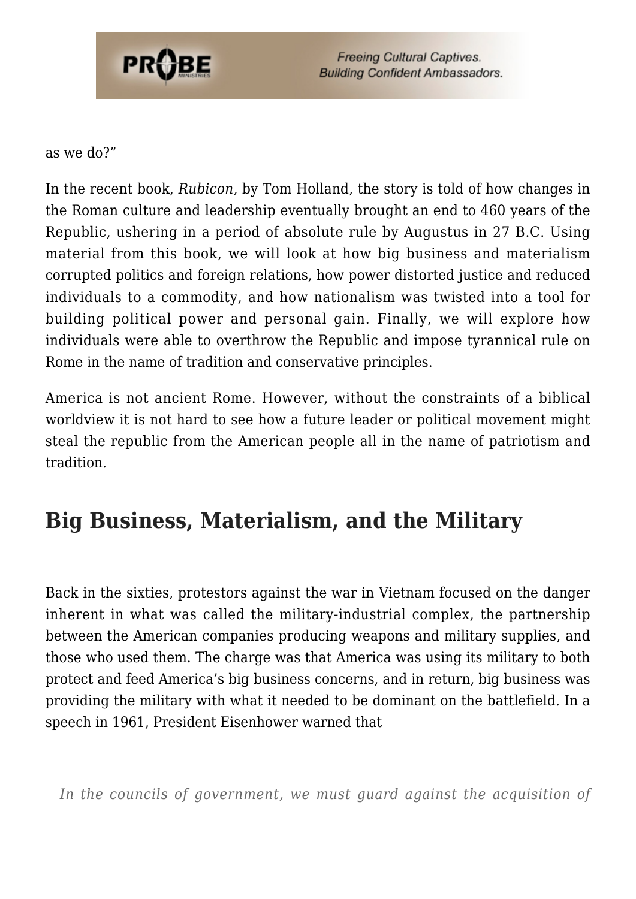as we do?"

In the recent book, *Rubicon,* by Tom Holland, the story is told of how changes in the Roman culture and leadership eventually brought an end to 460 years of the Republic, ushering in a period of absolute rule by Augustus in 27 B.C. Using material from this book, we will look at how big business and materialism corrupted politics and foreign relations, how power distorted justice and reduced individuals to a commodity, and how nationalism was twisted into a tool for building political power and personal gain. Finally, we will explore how individuals were able to overthrow the Republic and impose tyrannical rule on Rome in the name of tradition and conservative principles.

America is not ancient Rome. However, without the constraints of a biblical worldview it is not hard to see how a future leader or political movement might steal the republic from the American people all in the name of patriotism and tradition.

## Big Business, Materialism, and the Military

Back in the sixties, protestors against the war in Vietnam focused on the danger inherent in what was called the military-industrial complex, the partnership between the American companies producing weapons and military supplies, and those who used them. The charge was that America was using its military to both protect and feed America's big business concerns, and in return, big business was providing the military with what it needed to be dominant on the battlefield. In a speech in 1961, President Eisenhower warned that

> *In the councils of government, we must guard against the acquisition of*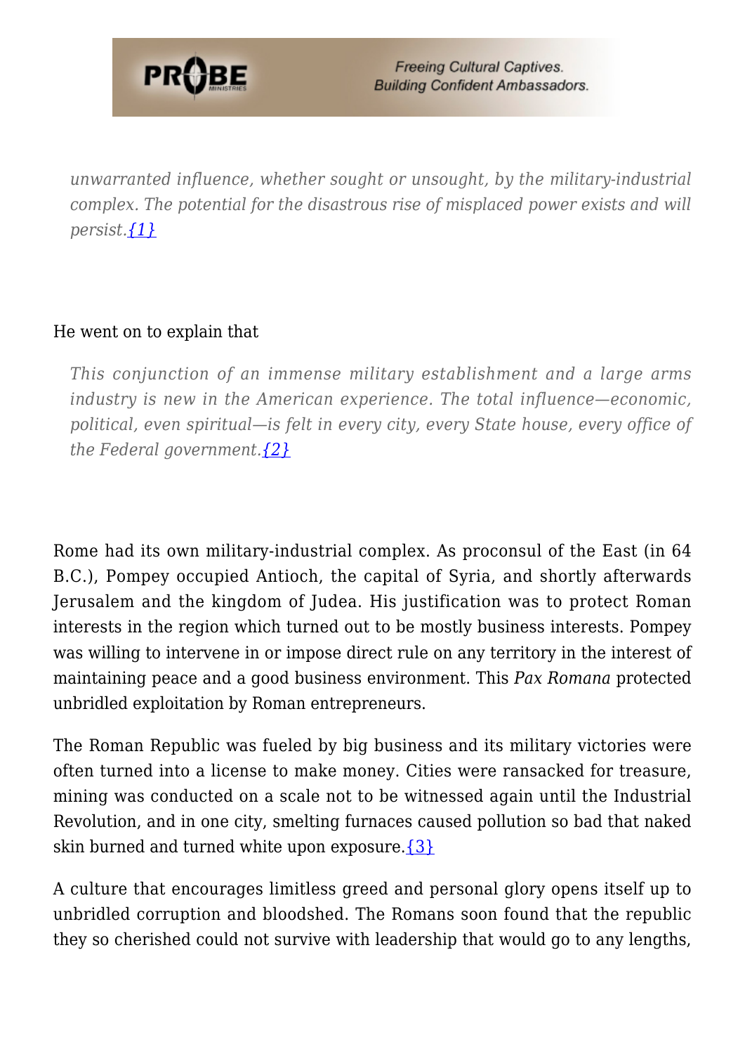> *unwarranted influence, whether sought or unsought, by the military-industrial complex. The potential for the disastrous rise of misplaced power exists and will persist.*{1}

He went on to explain that

> *This conjunction of an immense military establishment and a large arms industry is new in the American experience. The total influence—economic, political, even spiritual—is felt in every city, every State house, every office of the Federal government.*{2}

Rome had its own military-industrial complex. As proconsul of the East (in 64 B.C.), Pompey occupied Antioch, the capital of Syria, and shortly afterwards Jerusalem and the kingdom of Judea. His justification was to protect Roman interests in the region which turned out to be mostly business interests. Pompey was willing to intervene in or impose direct rule on any territory in the interest of maintaining peace and a good business environment. This *Pax Romana* protected unbridled exploitation by Roman entrepreneurs.

The Roman Republic was fueled by big business and its military victories were often turned into a license to make money. Cities were ransacked for treasure, mining was conducted on a scale not to be witnessed again until the Industrial Revolution, and in one city, smelting furnaces caused pollution so bad that naked skin burned and turned white upon exposure.{3}

A culture that encourages limitless greed and personal glory opens itself up to unbridled corruption and bloodshed. The Romans soon found that the republic they so cherished could not survive with leadership that would go to any lengths,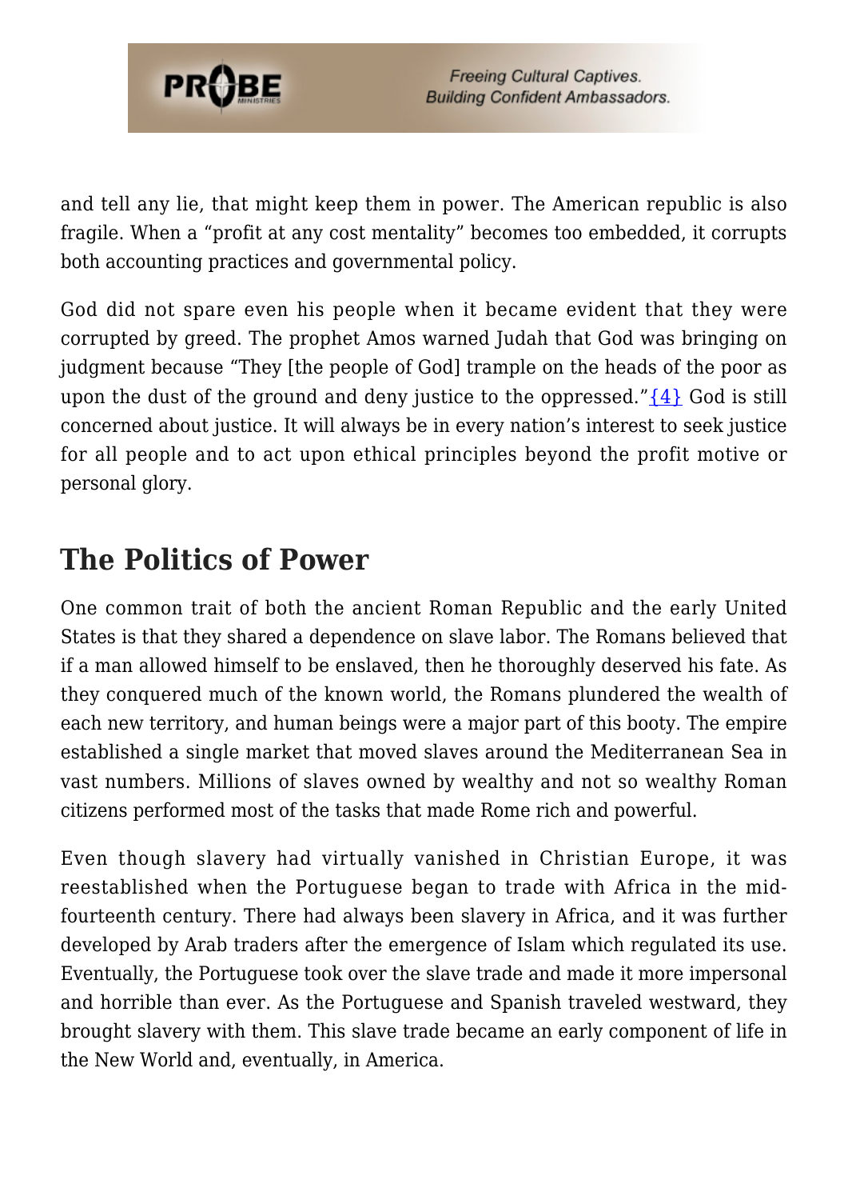and tell any lie, that might keep them in power. The American republic is also fragile. When a "profit at any cost mentality" becomes too embedded, it corrupts both accounting practices and governmental policy.

God did not spare even his people when it became evident that they were corrupted by greed. The prophet Amos warned Judah that God was bringing on judgment because "They [the people of God] trample on the heads of the poor as upon the dust of the ground and deny justice to the oppressed."{4} God is still concerned about justice. It will always be in every nation's interest to seek justice for all people and to act upon ethical principles beyond the profit motive or personal glory.

## The Politics of Power

One common trait of both the ancient Roman Republic and the early United States is that they shared a dependence on slave labor. The Romans believed that if a man allowed himself to be enslaved, then he thoroughly deserved his fate. As they conquered much of the known world, the Romans plundered the wealth of each new territory, and human beings were a major part of this booty. The empire established a single market that moved slaves around the Mediterranean Sea in vast numbers. Millions of slaves owned by wealthy and not so wealthy Roman citizens performed most of the tasks that made Rome rich and powerful.

Even though slavery had virtually vanished in Christian Europe, it was reestablished when the Portuguese began to trade with Africa in the mid-fourteenth century. There had always been slavery in Africa, and it was further developed by Arab traders after the emergence of Islam which regulated its use. Eventually, the Portuguese took over the slave trade and made it more impersonal and horrible than ever. As the Portuguese and Spanish traveled westward, they brought slavery with them. This slave trade became an early component of life in the New World and, eventually, in America.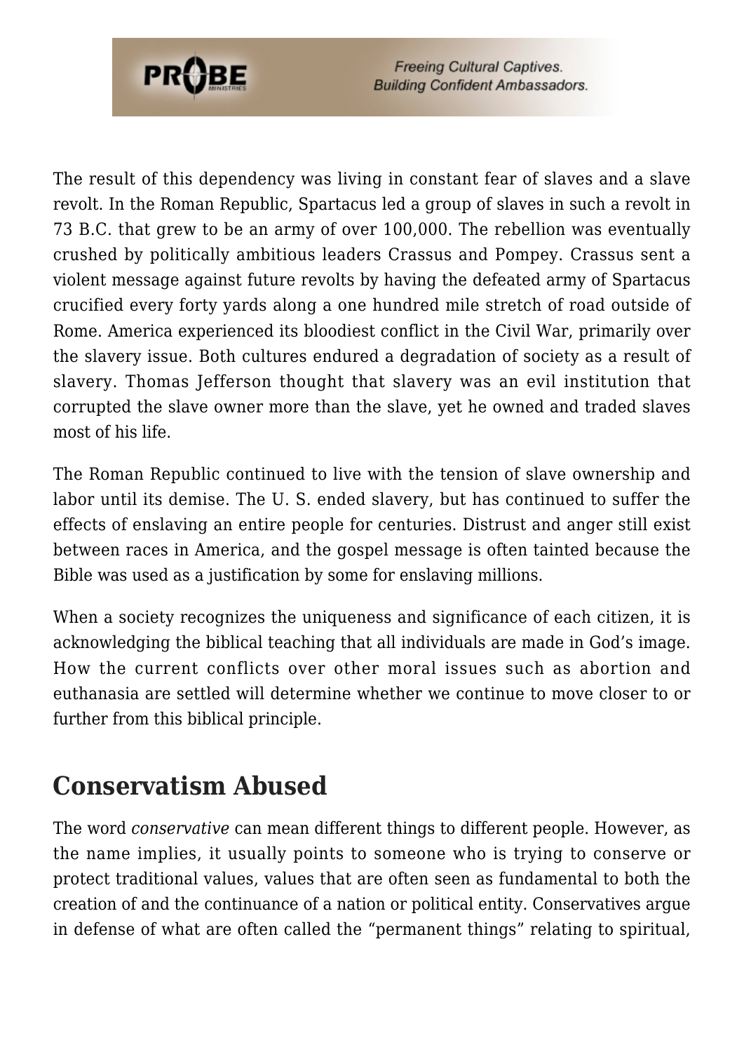The result of this dependency was living in constant fear of slaves and a slave revolt. In the Roman Republic, Spartacus led a group of slaves in such a revolt in 73 B.C. that grew to be an army of over 100,000. The rebellion was eventually crushed by politically ambitious leaders Crassus and Pompey. Crassus sent a violent message against future revolts by having the defeated army of Spartacus crucified every forty yards along a one hundred mile stretch of road outside of Rome. America experienced its bloodiest conflict in the Civil War, primarily over the slavery issue. Both cultures endured a degradation of society as a result of slavery. Thomas Jefferson thought that slavery was an evil institution that corrupted the slave owner more than the slave, yet he owned and traded slaves most of his life.

The Roman Republic continued to live with the tension of slave ownership and labor until its demise. The U. S. ended slavery, but has continued to suffer the effects of enslaving an entire people for centuries. Distrust and anger still exist between races in America, and the gospel message is often tainted because the Bible was used as a justification by some for enslaving millions.

When a society recognizes the uniqueness and significance of each citizen, it is acknowledging the biblical teaching that all individuals are made in God's image. How the current conflicts over other moral issues such as abortion and euthanasia are settled will determine whether we continue to move closer to or further from this biblical principle.

## Conservatism Abused

The word *conservative* can mean different things to different people. However, as the name implies, it usually points to someone who is trying to conserve or protect traditional values, values that are often seen as fundamental to both the creation of and the continuance of a nation or political entity. Conservatives argue in defense of what are often called the "permanent things" relating to spiritual,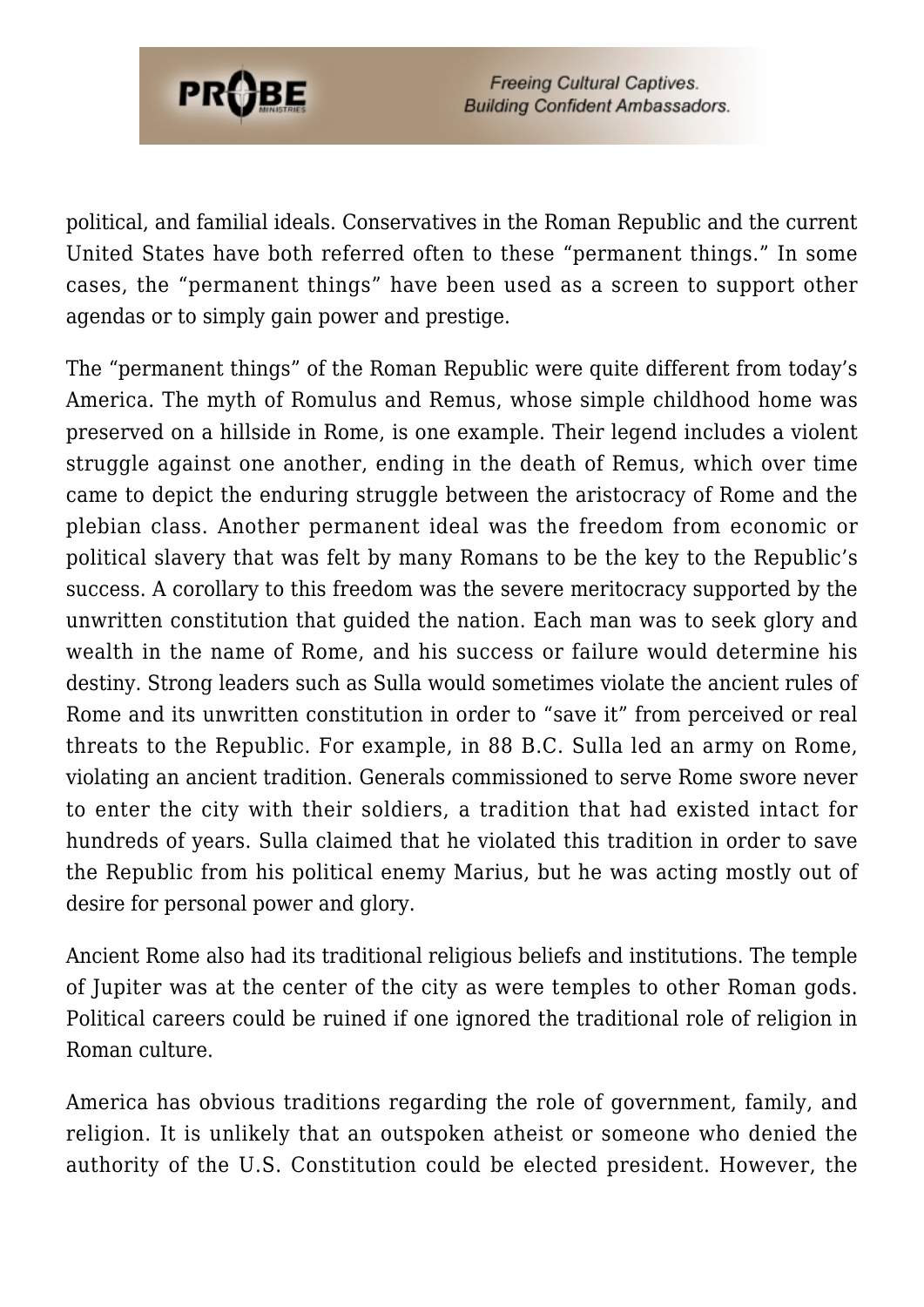political, and familial ideals. Conservatives in the Roman Republic and the current United States have both referred often to these "permanent things." In some cases, the "permanent things" have been used as a screen to support other agendas or to simply gain power and prestige.

The "permanent things" of the Roman Republic were quite different from today's America. The myth of Romulus and Remus, whose simple childhood home was preserved on a hillside in Rome, is one example. Their legend includes a violent struggle against one another, ending in the death of Remus, which over time came to depict the enduring struggle between the aristocracy of Rome and the plebian class. Another permanent ideal was the freedom from economic or political slavery that was felt by many Romans to be the key to the Republic's success. A corollary to this freedom was the severe meritocracy supported by the unwritten constitution that guided the nation. Each man was to seek glory and wealth in the name of Rome, and his success or failure would determine his destiny. Strong leaders such as Sulla would sometimes violate the ancient rules of Rome and its unwritten constitution in order to "save it" from perceived or real threats to the Republic. For example, in 88 B.C. Sulla led an army on Rome, violating an ancient tradition. Generals commissioned to serve Rome swore never to enter the city with their soldiers, a tradition that had existed intact for hundreds of years. Sulla claimed that he violated this tradition in order to save the Republic from his political enemy Marius, but he was acting mostly out of desire for personal power and glory.

Ancient Rome also had its traditional religious beliefs and institutions. The temple of Jupiter was at the center of the city as were temples to other Roman gods. Political careers could be ruined if one ignored the traditional role of religion in Roman culture.

America has obvious traditions regarding the role of government, family, and religion. It is unlikely that an outspoken atheist or someone who denied the authority of the U.S. Constitution could be elected president. However, the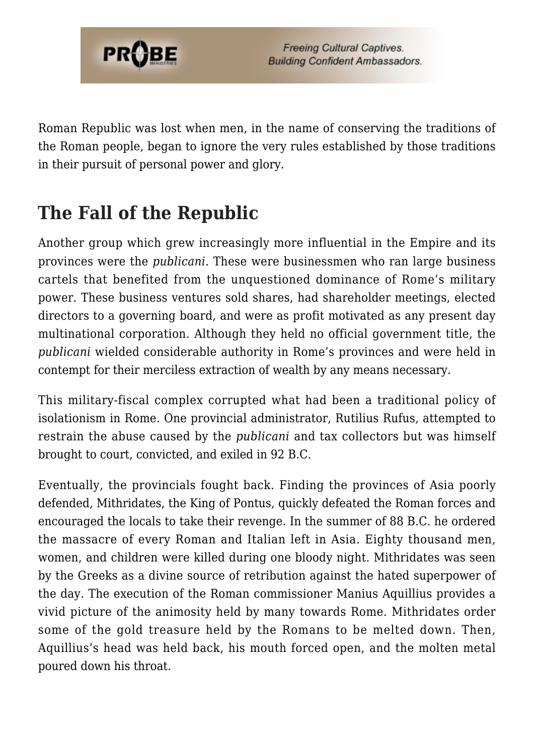Roman Republic was lost when men, in the name of conserving the traditions of the Roman people, began to ignore the very rules established by those traditions in their pursuit of personal power and glory.

## The Fall of the Republic

Another group which grew increasingly more influential in the Empire and its provinces were the *publicani.* These were businessmen who ran large business cartels that benefited from the unquestioned dominance of Rome's military power. These business ventures sold shares, had shareholder meetings, elected directors to a governing board, and were as profit motivated as any present day multinational corporation. Although they held no official government title, the *publicani* wielded considerable authority in Rome's provinces and were held in contempt for their merciless extraction of wealth by any means necessary.

This military-fiscal complex corrupted what had been a traditional policy of isolationism in Rome. One provincial administrator, Rutilius Rufus, attempted to restrain the abuse caused by the *publicani* and tax collectors but was himself brought to court, convicted, and exiled in 92 B.C.

Eventually, the provincials fought back. Finding the provinces of Asia poorly defended, Mithridates, the King of Pontus, quickly defeated the Roman forces and encouraged the locals to take their revenge. In the summer of 88 B.C. he ordered the massacre of every Roman and Italian left in Asia. Eighty thousand men, women, and children were killed during one bloody night. Mithridates was seen by the Greeks as a divine source of retribution against the hated superpower of the day. The execution of the Roman commissioner Manius Aquillius provides a vivid picture of the animosity held by many towards Rome. Mithridates order some of the gold treasure held by the Romans to be melted down. Then, Aquillius's head was held back, his mouth forced open, and the molten metal poured down his throat.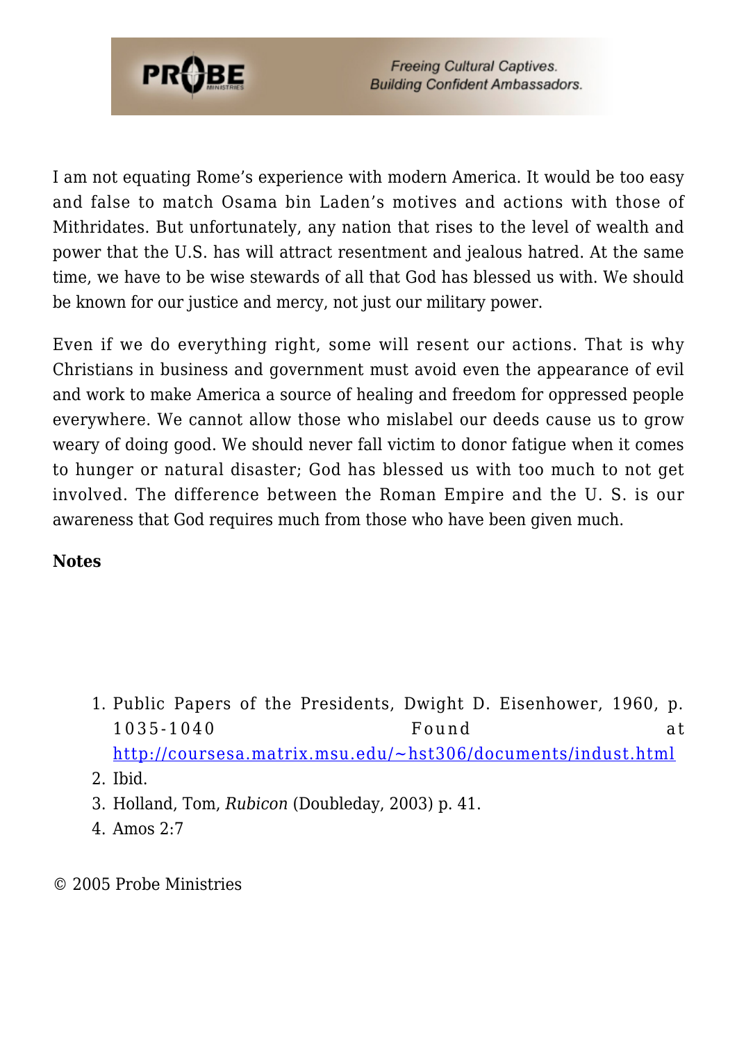I am not equating Rome's experience with modern America. It would be too easy and false to match Osama bin Laden's motives and actions with those of Mithridates. But unfortunately, any nation that rises to the level of wealth and power that the U.S. has will attract resentment and jealous hatred. At the same time, we have to be wise stewards of all that God has blessed us with. We should be known for our justice and mercy, not just our military power.

Even if we do everything right, some will resent our actions. That is why Christians in business and government must avoid even the appearance of evil and work to make America a source of healing and freedom for oppressed people everywhere. We cannot allow those who mislabel our deeds cause us to grow weary of doing good. We should never fall victim to donor fatigue when it comes to hunger or natural disaster; God has blessed us with too much to not get involved. The difference between the Roman Empire and the U. S. is our awareness that God requires much from those who have been given much.

**Notes**

1. Public Papers of the Presidents, Dwight D. Eisenhower, 1960, p. 1035-1040 Found at http://coursesa.matrix.msu.edu/~hst306/documents/indust.html
2. Ibid.
3. Holland, Tom, *Rubicon* (Doubleday, 2003) p. 41.
4. Amos 2:7

© 2005 Probe Ministries